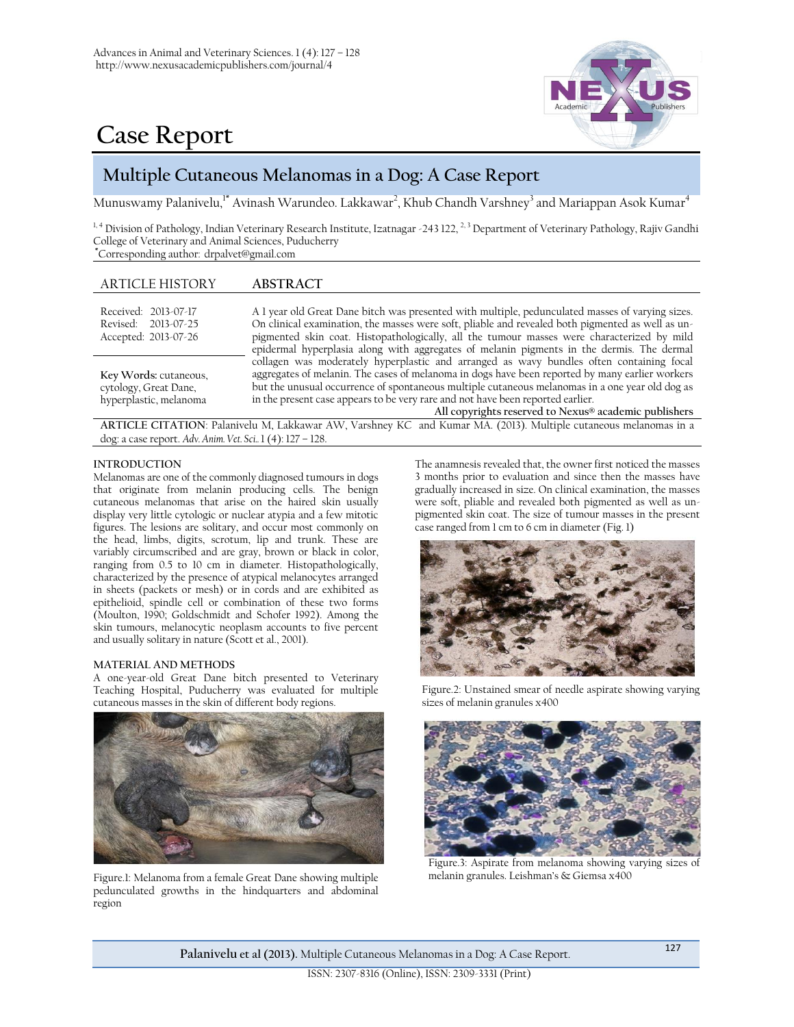# Case Report

## Multiple Cutaneous Melanomas in a Dog: A Case Report

Munuswamy Palanivelu,[1*] Avinash Warundeo. Lakkawar[2], Khub Chandh Varshney[3] and Mariappan Asok Kumar[4]

[1, 4] Division of Pathology, Indian Veterinary Research Institute, Izatnagar -243 122, [2, 3] Department of Veterinary Pathology, Rajiv Gandhi College of Veterinary and Animal Sciences, Puducherry
[*]Corresponding author: drpalvet@gmail.com

**ARTICLE HISTORY**

Received: 2013-07-17
Revised: 2013-07-25
Accepted: 2013-07-26

**Key Words:** cutaneous, cytology, Great Dane, hyperplastic, melanoma

**ABSTRACT**

A 1 year old Great Dane bitch was presented with multiple, pedunculated masses of varying sizes. On clinical examination, the masses were soft, pliable and revealed both pigmented as well as un-pigmented skin coat. Histopathologically, all the tumour masses were characterized by mild epidermal hyperplasia along with aggregates of melanin pigments in the dermis. The dermal collagen was moderately hyperplastic and arranged as wavy bundles often containing focal aggregates of melanin. The cases of melanoma in dogs have been reported by many earlier workers but the unusual occurrence of spontaneous multiple cutaneous melanomas in a one year old dog as in the present case appears to be very rare and not have been reported earlier.

**All copyrights reserved to Nexus® academic publishers**

**ARTICLE CITATION**: Palanivelu M, Lakkawar AW, Varshney KC and Kumar MA. (2013). Multiple cutaneous melanomas in a dog: a case report. *Adv. Anim. Vet. Sci.*. 1 (4): 127 – 128.

### INTRODUCTION

Melanomas are one of the commonly diagnosed tumours in dogs that originate from melanin producing cells. The benign cutaneous melanomas that arise on the haired skin usually display very little cytologic or nuclear atypia and a few mitotic figures. The lesions are solitary, and occur most commonly on the head, limbs, digits, scrotum, lip and trunk. These are variably circumscribed and are gray, brown or black in color, ranging from 0.5 to 10 cm in diameter. Histopathologically, characterized by the presence of atypical melanocytes arranged in sheets (packets or mesh) or in cords and are exhibited as epithelioid, spindle cell or combination of these two forms (Moulton, 1990; Goldschmidt and Schofer 1992). Among the skin tumours, melanocytic neoplasm accounts to five percent and usually solitary in nature (Scott et al., 2001).

### MATERIAL AND METHODS

A one-year-old Great Dane bitch presented to Veterinary Teaching Hospital, Puducherry was evaluated for multiple cutaneous masses in the skin of different body regions.

Figure.1: Melanoma from a female Great Dane showing multiple pedunculated growths in the hindquarters and abdominal region

The anamnesis revealed that, the owner first noticed the masses 3 months prior to evaluation and since then the masses have gradually increased in size. On clinical examination, the masses were soft, pliable and revealed both pigmented as well as un-pigmented skin coat. The size of tumour masses in the present case ranged from 1 cm to 6 cm in diameter (Fig. 1)

Figure.2: Unstained smear of needle aspirate showing varying sizes of melanin granules x400

Figure.3: Aspirate from melanoma showing varying sizes of melanin granules. Leishman's & Giemsa x400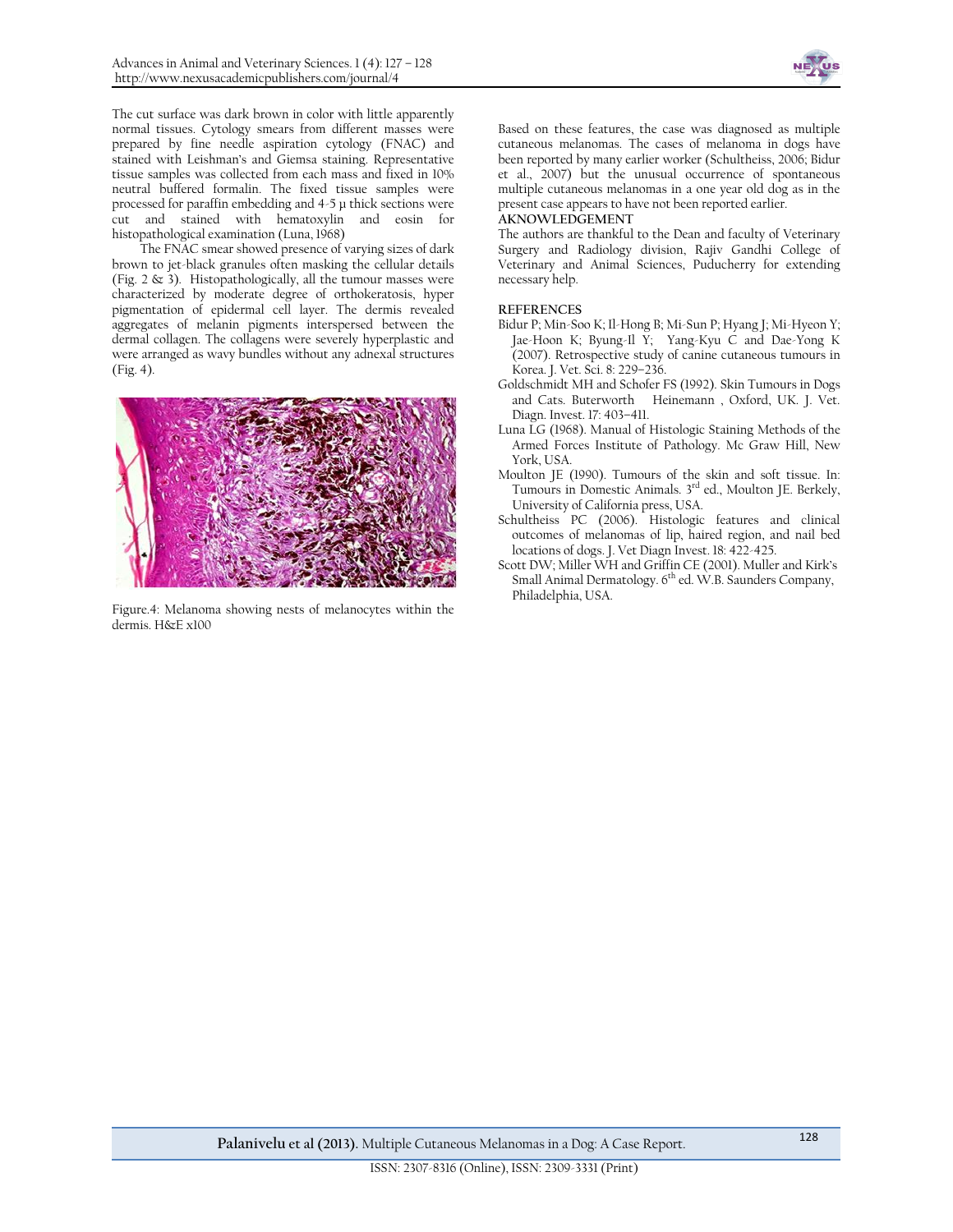The cut surface was dark brown in color with little apparently normal tissues. Cytology smears from different masses were prepared by fine needle aspiration cytology (FNAC) and stained with Leishman's and Giemsa staining. Representative tissue samples was collected from each mass and fixed in 10% neutral buffered formalin. The fixed tissue samples were processed for paraffin embedding and 4-5 µ thick sections were cut and stained with hematoxylin and eosin for histopathological examination (Luna, 1968)

The FNAC smear showed presence of varying sizes of dark brown to jet-black granules often masking the cellular details (Fig. 2 & 3). Histopathologically, all the tumour masses were characterized by moderate degree of orthokeratosis, hyper pigmentation of epidermal cell layer. The dermis revealed aggregates of melanin pigments interspersed between the dermal collagen. The collagens were severely hyperplastic and were arranged as wavy bundles without any adnexal structures (Fig. 4).

Figure.4: Melanoma showing nests of melanocytes within the dermis. H&E x100

Based on these features, the case was diagnosed as multiple cutaneous melanomas. The cases of melanoma in dogs have been reported by many earlier worker (Schultheiss, 2006; Bidur et al., 2007) but the unusual occurrence of spontaneous multiple cutaneous melanomas in a one year old dog as in the present case appears to have not been reported earlier.

**AKNOWLEDGEMENT**

The authors are thankful to the Dean and faculty of Veterinary Surgery and Radiology division, Rajiv Gandhi College of Veterinary and Animal Sciences, Puducherry for extending necessary help.

**REFERENCES**

Bidur P; Min-Soo K; Il-Hong B; Mi-Sun P; Hyang J; Mi-Hyeon Y; Jae-Hoon K; Byung-Il Y; Yang-Kyu C and Dae-Yong K (2007). Retrospective study of canine cutaneous tumours in Korea. J. Vet. Sci. 8: 229–236.

Goldschmidt MH and Schofer FS (1992). Skin Tumours in Dogs and Cats. Buterworth Heinemann , Oxford, UK. J. Vet. Diagn. Invest. 17: 403–411.

Luna LG (1968). Manual of Histologic Staining Methods of the Armed Forces Institute of Pathology. Mc Graw Hill, New York, USA.

Moulton JE (1990). Tumours of the skin and soft tissue. In: Tumours in Domestic Animals. 3rd ed., Moulton JE. Berkely, University of California press, USA.

Schultheiss PC (2006). Histologic features and clinical outcomes of melanomas of lip, haired region, and nail bed locations of dogs. J. Vet Diagn Invest. 18: 422-425.

Scott DW; Miller WH and Griffin CE (2001). Muller and Kirk's Small Animal Dermatology. 6th ed. W.B. Saunders Company, Philadelphia, USA.